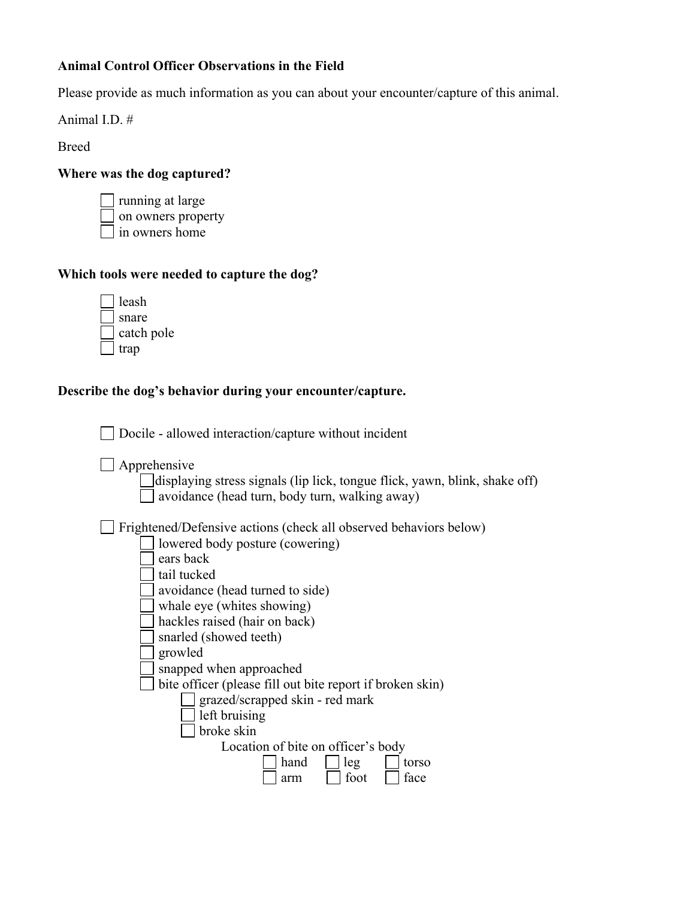**Animal Control Officer Observations in the Field**

Please provide as much information as you can about your encounter/capture of this animal.

Animal I.D. #

Breed

**Where was the dog captured?**

- ☐ running at large
- ☐ on owners property
- ☐ in owners home

**Which tools were needed to capture the dog?**

- ☐ leash
- ☐ snare
- ☐ catch pole
- ☐ trap

**Describe the dog's behavior during your encounter/capture.**

- ☐ Docile - allowed interaction/capture without incident

- ☐ Apprehensive
  - ☐ displaying stress signals (lip lick, tongue flick, yawn, blink, shake off)
  - ☐ avoidance (head turn, body turn, walking away)

- ☐ Frightened/Defensive actions (check all observed behaviors below)
  - ☐ lowered body posture (cowering)
  - ☐ ears back
  - ☐ tail tucked
  - ☐ avoidance (head turned to side)
  - ☐ whale eye (whites showing)
  - ☐ hackles raised (hair on back)
  - ☐ snarled (showed teeth)
  - ☐ growled
  - ☐ snapped when approached
  - ☐ bite officer (please fill out bite report if broken skin)
    - ☐ grazed/scrapped skin - red mark
    - ☐ left bruising
    - ☐ broke skin

      Location of bite on officer's body

      ☐ hand ☐ leg ☐ torso

      ☐ arm ☐ foot ☐ face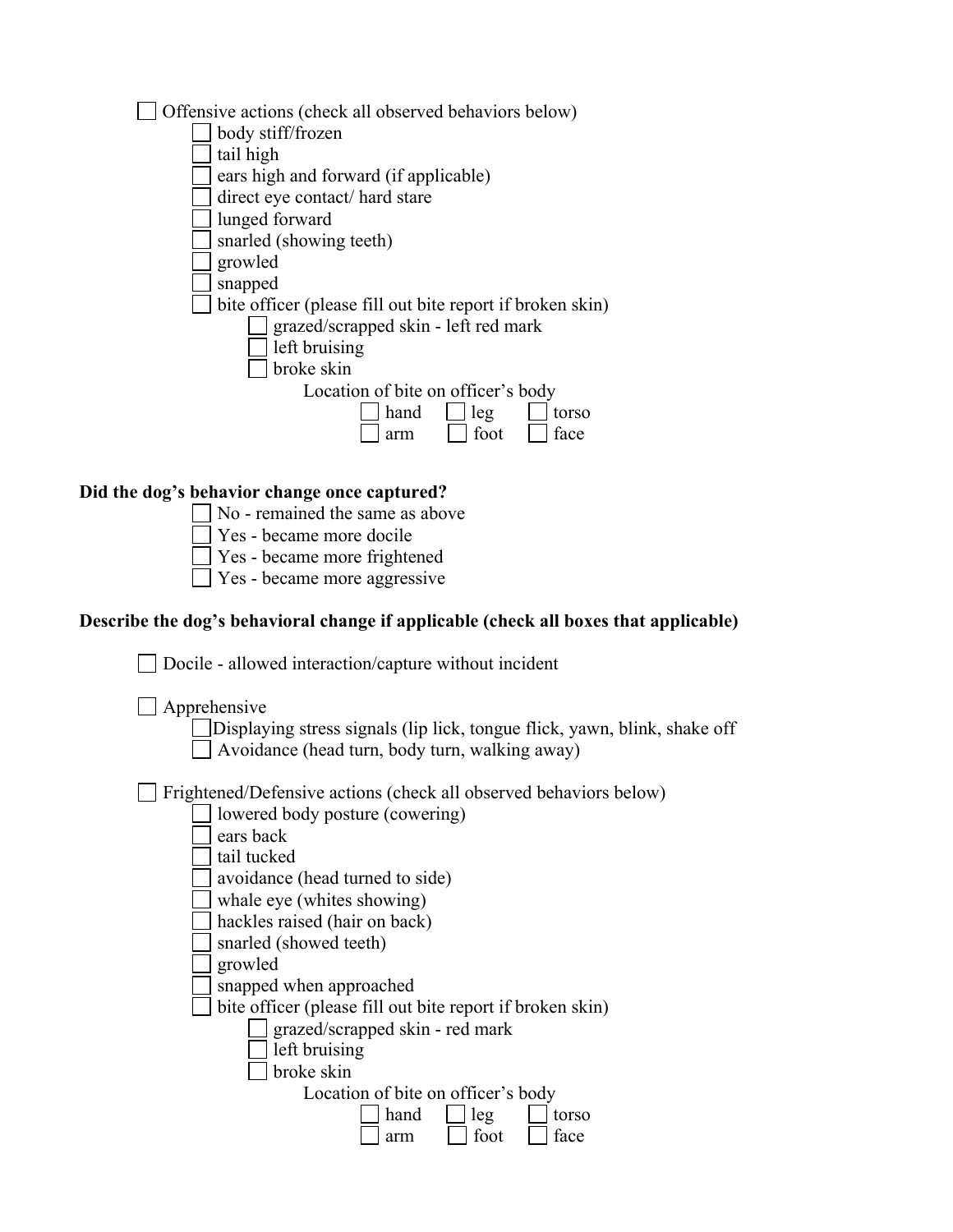- [ ] Offensive actions (check all observed behaviors below)
  - [ ] body stiff/frozen
  - [ ] tail high
  - [ ] ears high and forward (if applicable)
  - [ ] direct eye contact/ hard stare
  - [ ] lunged forward
  - [ ] snarled (showing teeth)
  - [ ] growled
  - [ ] snapped
  - [ ] bite officer (please fill out bite report if broken skin)
    - [ ] grazed/scrapped skin - left red mark
    - [ ] left bruising
    - [ ] broke skin

      Location of bite on officer's body

      - [ ] hand
      - [ ] leg
      - [ ] torso
      - [ ] arm
      - [ ] foot
      - [ ] face

**Did the dog's behavior change once captured?**

- [ ] No - remained the same as above
- [ ] Yes - became more docile
- [ ] Yes - became more frightened
- [ ] Yes - became more aggressive

**Describe the dog's behavioral change if applicable (check all boxes that applicable)**

- [ ] Docile - allowed interaction/capture without incident

- [ ] Apprehensive
  - [ ] Displaying stress signals (lip lick, tongue flick, yawn, blink, shake off
  - [ ] Avoidance (head turn, body turn, walking away)

- [ ] Frightened/Defensive actions (check all observed behaviors below)
  - [ ] lowered body posture (cowering)
  - [ ] ears back
  - [ ] tail tucked
  - [ ] avoidance (head turned to side)
  - [ ] whale eye (whites showing)
  - [ ] hackles raised (hair on back)
  - [ ] snarled (showed teeth)
  - [ ] growled
  - [ ] snapped when approached
  - [ ] bite officer (please fill out bite report if broken skin)
    - [ ] grazed/scrapped skin - red mark
    - [ ] left bruising
    - [ ] broke skin

      Location of bite on officer's body

      - [ ] hand
      - [ ] leg
      - [ ] torso
      - [ ] arm
      - [ ] foot
      - [ ] face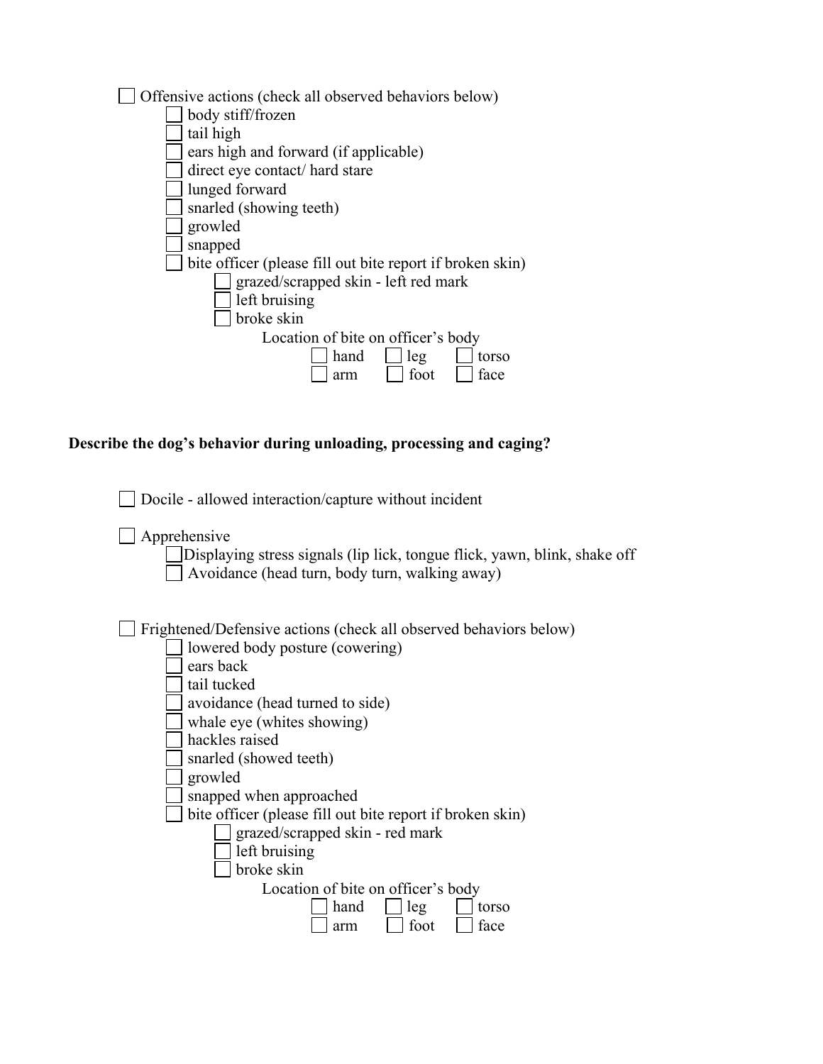- [ ] Offensive actions (check all observed behaviors below)
  - [ ] body stiff/frozen
  - [ ] tail high
  - [ ] ears high and forward (if applicable)
  - [ ] direct eye contact/ hard stare
  - [ ] lunged forward
  - [ ] snarled (showing teeth)
  - [ ] growled
  - [ ] snapped
  - [ ] bite officer (please fill out bite report if broken skin)
    - [ ] grazed/scrapped skin - left red mark
    - [ ] left bruising
    - [ ] broke skin

      Location of bite on officer's body

      - [ ] hand
      - [ ] leg
      - [ ] torso
      - [ ] arm
      - [ ] foot
      - [ ] face

**Describe the dog's behavior during unloading, processing and caging?**

- [ ] Docile - allowed interaction/capture without incident

- [ ] Apprehensive
  - [ ] Displaying stress signals (lip lick, tongue flick, yawn, blink, shake off
  - [ ] Avoidance (head turn, body turn, walking away)

- [ ] Frightened/Defensive actions (check all observed behaviors below)
  - [ ] lowered body posture (cowering)
  - [ ] ears back
  - [ ] tail tucked
  - [ ] avoidance (head turned to side)
  - [ ] whale eye (whites showing)
  - [ ] hackles raised
  - [ ] snarled (showed teeth)
  - [ ] growled
  - [ ] snapped when approached
  - [ ] bite officer (please fill out bite report if broken skin)
    - [ ] grazed/scrapped skin - red mark
    - [ ] left bruising
    - [ ] broke skin

      Location of bite on officer's body

      - [ ] hand
      - [ ] leg
      - [ ] torso
      - [ ] arm
      - [ ] foot
      - [ ] face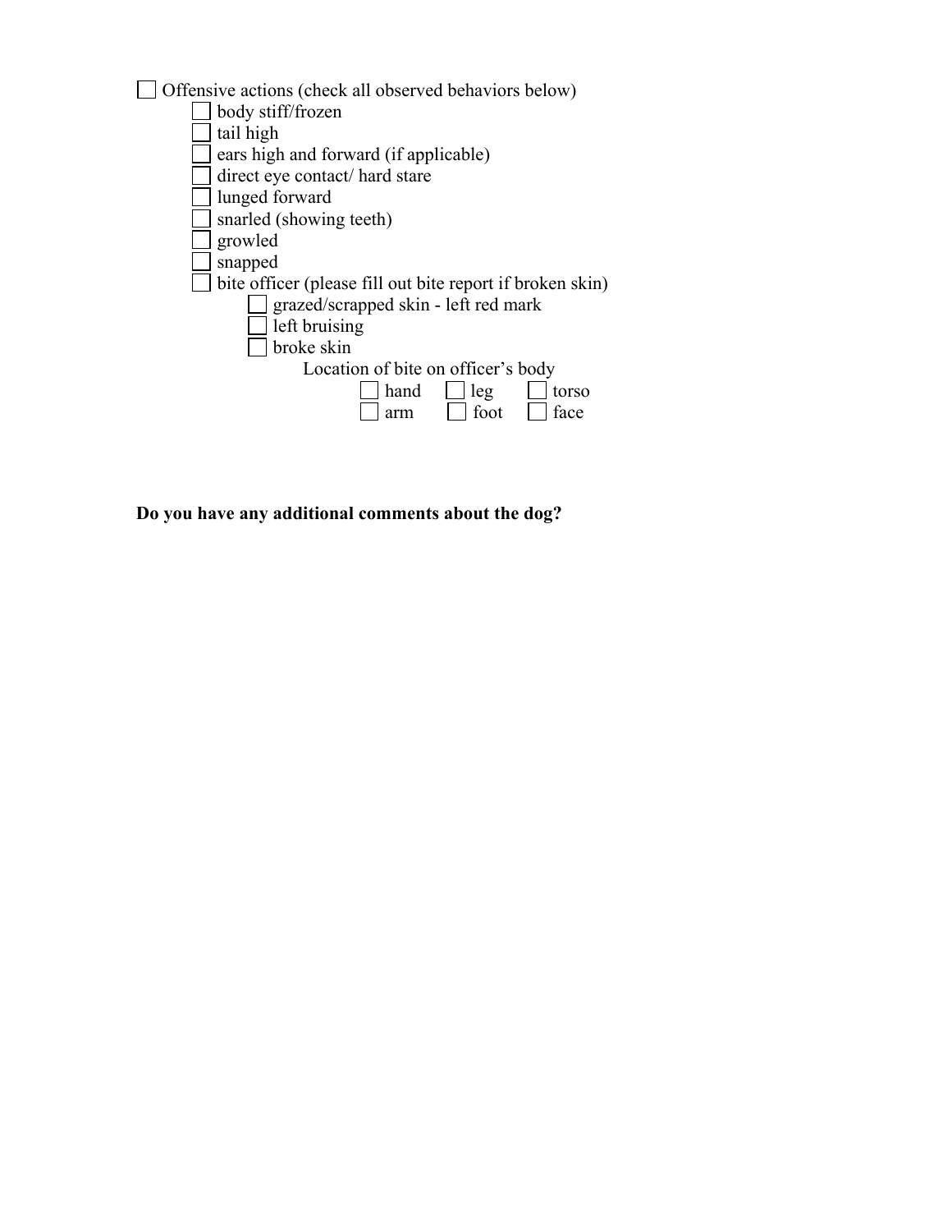- [ ] Offensive actions (check all observed behaviors below)
  - [ ] body stiff/frozen
  - [ ] tail high
  - [ ] ears high and forward (if applicable)
  - [ ] direct eye contact/ hard stare
  - [ ] lunged forward
  - [ ] snarled (showing teeth)
  - [ ] growled
  - [ ] snapped
  - [ ] bite officer (please fill out bite report if broken skin)
    - [ ] grazed/scrapped skin - left red mark
    - [ ] left bruising
    - [ ] broke skin

      Location of bite on officer's body

      | | | |
      |---|---|---|
      | [ ] hand | [ ] leg | [ ] torso |
      | [ ] arm | [ ] foot | [ ] face |

**Do you have any additional comments about the dog?**